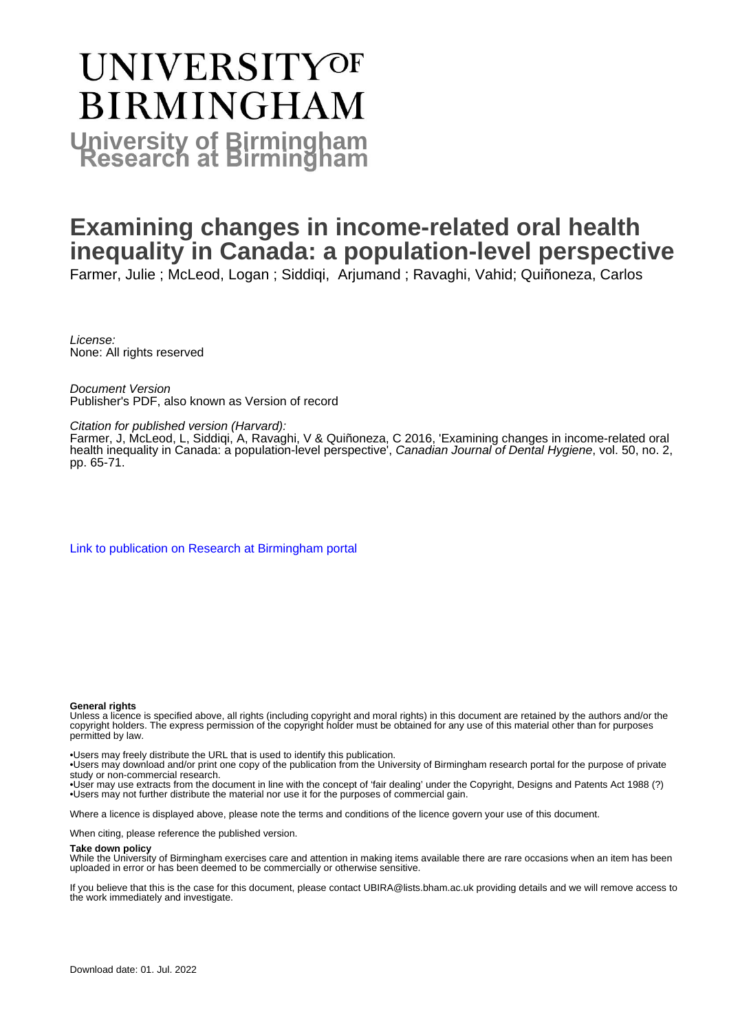# UNIVERSITY OF BIRMINGHAM

**University of Birmingham Research at Birmingham**

# Examining changes in income-related oral health inequality in Canada: a population-level perspective

Farmer, Julie ; McLeod, Logan ; Siddiqi, Arjumand ; Ravaghi, Vahid; Quiñoneza, Carlos

*License:*
None: All rights reserved

*Document Version*
Publisher's PDF, also known as Version of record

*Citation for published version (Harvard):*
Farmer, J, McLeod, L, Siddiqi, A, Ravaghi, V & Quiñoneza, C 2016, 'Examining changes in income-related oral health inequality in Canada: a population-level perspective', *Canadian Journal of Dental Hygiene*, vol. 50, no. 2, pp. 65-71.

Link to publication on Research at Birmingham portal

**General rights**

Unless a licence is specified above, all rights (including copyright and moral rights) in this document are retained by the authors and/or the copyright holders. The express permission of the copyright holder must be obtained for any use of this material other than for purposes permitted by law.

- Users may freely distribute the URL that is used to identify this publication.
- Users may download and/or print one copy of the publication from the University of Birmingham research portal for the purpose of private study or non-commercial research.
- User may use extracts from the document in line with the concept of 'fair dealing' under the Copyright, Designs and Patents Act 1988 (?)
- Users may not further distribute the material nor use it for the purposes of commercial gain.

Where a licence is displayed above, please note the terms and conditions of the licence govern your use of this document.

When citing, please reference the published version.

**Take down policy**

While the University of Birmingham exercises care and attention in making items available there are rare occasions when an item has been uploaded in error or has been deemed to be commercially or otherwise sensitive.

If you believe that this is the case for this document, please contact UBIRA@lists.bham.ac.uk providing details and we will remove access to the work immediately and investigate.

Download date: 01. Jul. 2022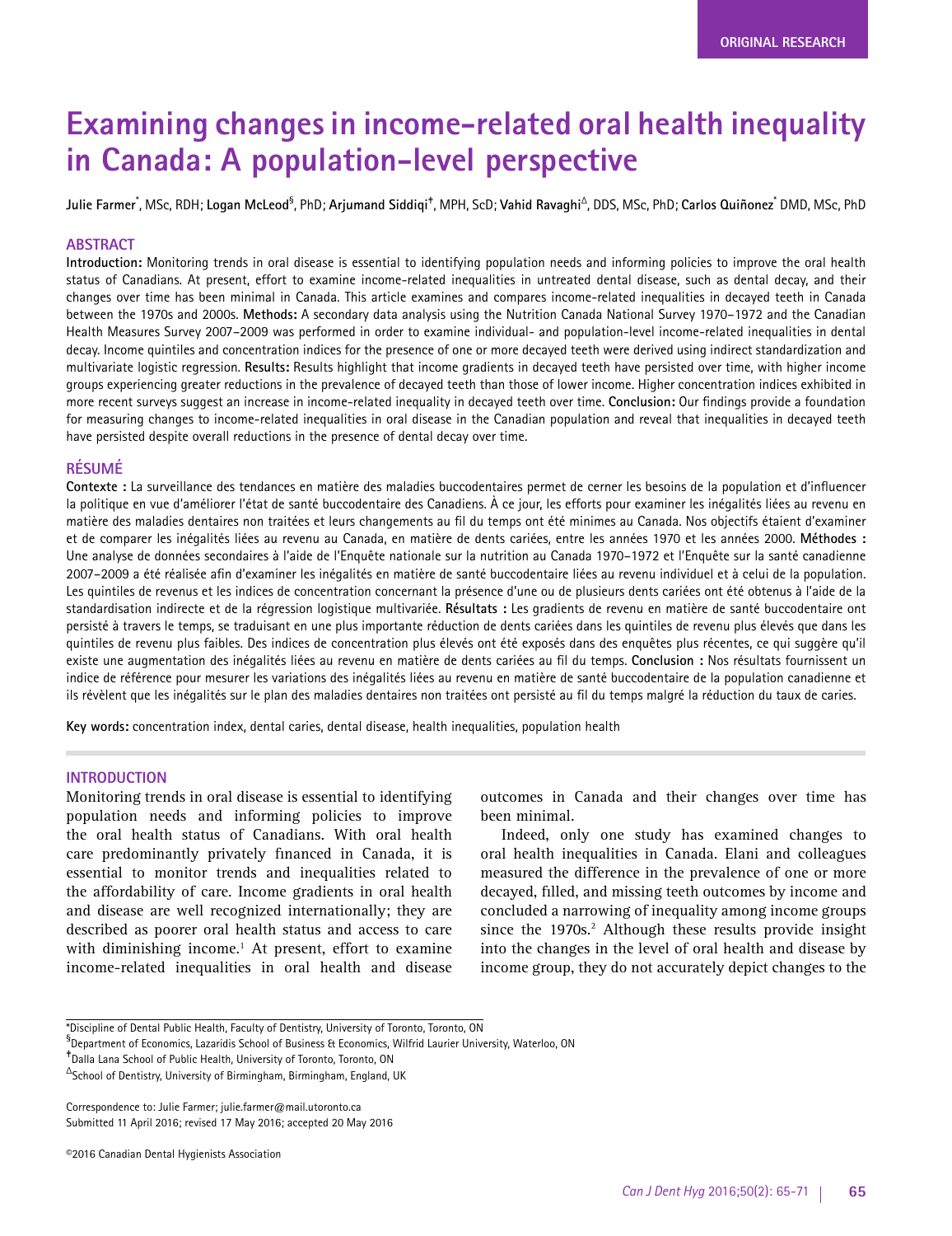ORIGINAL RESEARCH

# Examining changes in income-related oral health inequality in Canada: A population-level perspective

**Julie Farmer**[*], MSc, RDH; **Logan McLeod**[§], PhD; **Arjumand Siddiqi**[ǂ], MPH, ScD; **Vahid Ravaghi**[Δ], DDS, MSc, PhD; **Carlos Quiñonez**[*] DMD, MSc, PhD

## ABSTRACT

**Introduction:** Monitoring trends in oral disease is essential to identifying population needs and informing policies to improve the oral health status of Canadians. At present, effort to examine income-related inequalities in untreated dental disease, such as dental decay, and their changes over time has been minimal in Canada. This article examines and compares income-related inequalities in decayed teeth in Canada between the 1970s and 2000s. **Methods:** A secondary data analysis using the Nutrition Canada National Survey 1970–1972 and the Canadian Health Measures Survey 2007–2009 was performed in order to examine individual- and population-level income-related inequalities in dental decay. Income quintiles and concentration indices for the presence of one or more decayed teeth were derived using indirect standardization and multivariate logistic regression. **Results:** Results highlight that income gradients in decayed teeth have persisted over time, with higher income groups experiencing greater reductions in the prevalence of decayed teeth than those of lower income. Higher concentration indices exhibited in more recent surveys suggest an increase in income-related inequality in decayed teeth over time. **Conclusion:** Our findings provide a foundation for measuring changes to income-related inequalities in oral disease in the Canadian population and reveal that inequalities in decayed teeth have persisted despite overall reductions in the presence of dental decay over time.

## RÉSUMÉ

**Contexte :** La surveillance des tendances en matière des maladies buccodentaires permet de cerner les besoins de la population et d'influencer la politique en vue d'améliorer l'état de santé buccodentaire des Canadiens. À ce jour, les efforts pour examiner les inégalités liées au revenu en matière des maladies dentaires non traitées et leurs changements au fil du temps ont été minimes au Canada. Nos objectifs étaient d'examiner et de comparer les inégalités liées au revenu au Canada, en matière de dents cariées, entre les années 1970 et les années 2000. **Méthodes :** Une analyse de données secondaires à l'aide de l'Enquête nationale sur la nutrition au Canada 1970–1972 et l'Enquête sur la santé canadienne 2007–2009 a été réalisée afin d'examiner les inégalités en matière de santé buccodentaire liées au revenu individuel et à celui de la population. Les quintiles de revenus et les indices de concentration concernant la présence d'une ou de plusieurs dents cariées ont été obtenus à l'aide de la standardisation indirecte et de la régression logistique multivariée. **Résultats :** Les gradients de revenu en matière de santé buccodentaire ont persisté à travers le temps, se traduisant en une plus importante réduction de dents cariées dans les quintiles de revenu plus élevés que dans les quintiles de revenu plus faibles. Des indices de concentration plus élevés ont été exposés dans des enquêtes plus récentes, ce qui suggère qu'il existe une augmentation des inégalités liées au revenu en matière de dents cariées au fil du temps. **Conclusion :** Nos résultats fournissent un indice de référence pour mesurer les variations des inégalités liées au revenu en matière de santé buccodentaire de la population canadienne et ils révèlent que les inégalités sur le plan des maladies dentaires non traitées ont persisté au fil du temps malgré la réduction du taux de caries.

**Key words:** concentration index, dental caries, dental disease, health inequalities, population health

## INTRODUCTION

Monitoring trends in oral disease is essential to identifying population needs and informing policies to improve the oral health status of Canadians. With oral health care predominantly privately financed in Canada, it is essential to monitor trends and inequalities related to the affordability of care. Income gradients in oral health and disease are well recognized internationally; they are described as poorer oral health status and access to care with diminishing income.[1] At present, effort to examine income-related inequalities in oral health and disease outcomes in Canada and their changes over time has been minimal.

Indeed, only one study has examined changes to oral health inequalities in Canada. Elani and colleagues measured the difference in the prevalence of one or more decayed, filled, and missing teeth outcomes by income and concluded a narrowing of inequality among income groups since the 1970s.[2] Although these results provide insight into the changes in the level of oral health and disease by income group, they do not accurately depict changes to the

---

[*]Discipline of Dental Public Health, Faculty of Dentistry, University of Toronto, Toronto, ON

[§]Department of Economics, Lazaridis School of Business & Economics, Wilfrid Laurier University, Waterloo, ON

[ǂ]Dalla Lana School of Public Health, University of Toronto, Toronto, ON

[Δ]School of Dentistry, University of Birmingham, Birmingham, England, UK

Correspondence to: Julie Farmer; julie.farmer@mail.utoronto.ca

Submitted 11 April 2016; revised 17 May 2016; accepted 20 May 2016

©2016 Canadian Dental Hygienists Association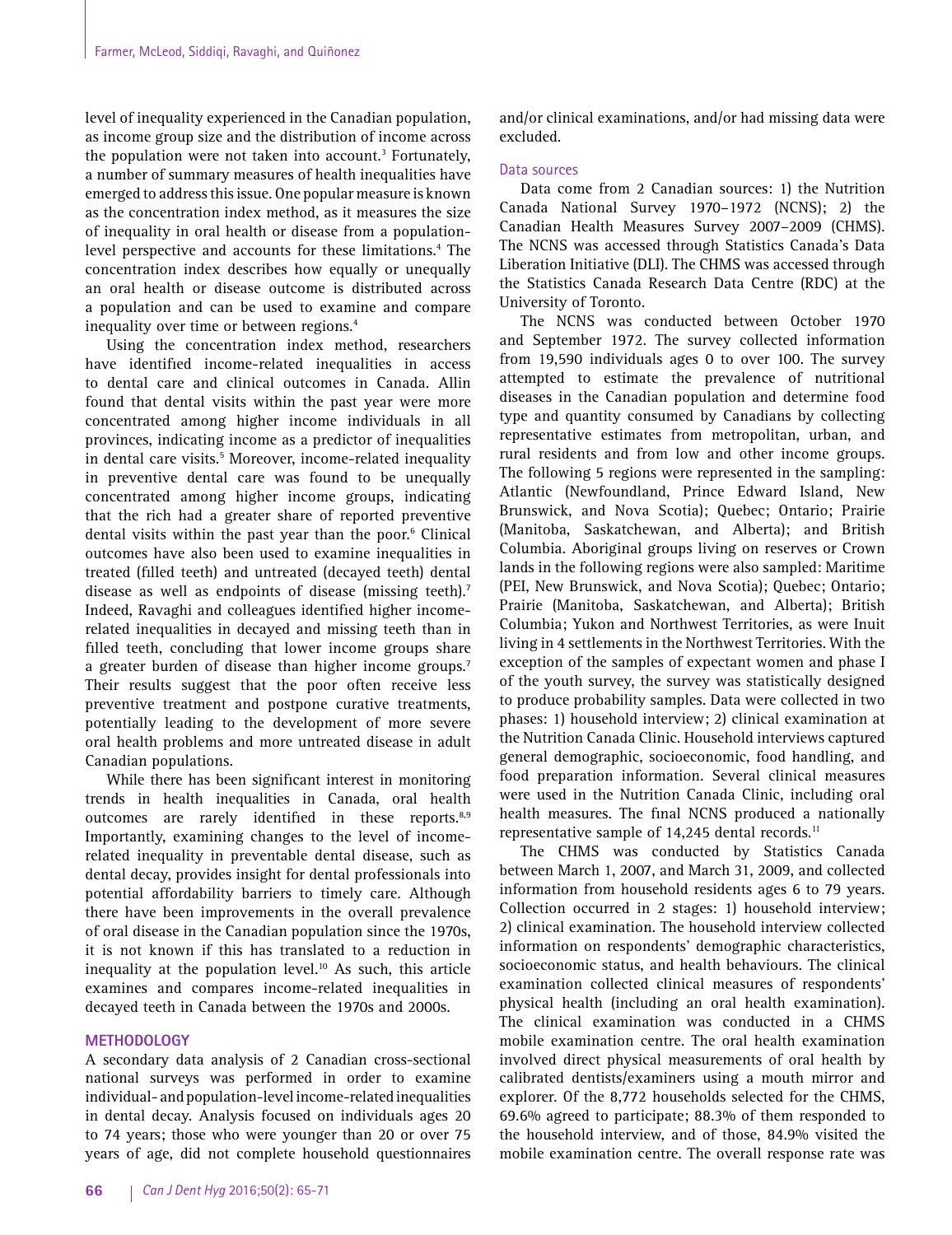level of inequality experienced in the Canadian population, as income group size and the distribution of income across the population were not taken into account.[3] Fortunately, a number of summary measures of health inequalities have emerged to address this issue. One popular measure is known as the concentration index method, as it measures the size of inequality in oral health or disease from a population-level perspective and accounts for these limitations.[4] The concentration index describes how equally or unequally an oral health or disease outcome is distributed across a population and can be used to examine and compare inequality over time or between regions.[4]

Using the concentration index method, researchers have identified income-related inequalities in access to dental care and clinical outcomes in Canada. Allin found that dental visits within the past year were more concentrated among higher income individuals in all provinces, indicating income as a predictor of inequalities in dental care visits.[5] Moreover, income-related inequality in preventive dental care was found to be unequally concentrated among higher income groups, indicating that the rich had a greater share of reported preventive dental visits within the past year than the poor.[6] Clinical outcomes have also been used to examine inequalities in treated (filled teeth) and untreated (decayed teeth) dental disease as well as endpoints of disease (missing teeth).[7] Indeed, Ravaghi and colleagues identified higher income-related inequalities in decayed and missing teeth than in filled teeth, concluding that lower income groups share a greater burden of disease than higher income groups.[7] Their results suggest that the poor often receive less preventive treatment and postpone curative treatments, potentially leading to the development of more severe oral health problems and more untreated disease in adult Canadian populations.

While there has been significant interest in monitoring trends in health inequalities in Canada, oral health outcomes are rarely identified in these reports.[8,9] Importantly, examining changes to the level of income-related inequality in preventable dental disease, such as dental decay, provides insight for dental professionals into potential affordability barriers to timely care. Although there have been improvements in the overall prevalence of oral disease in the Canadian population since the 1970s, it is not known if this has translated to a reduction in inequality at the population level.[10] As such, this article examines and compares income-related inequalities in decayed teeth in Canada between the 1970s and 2000s.

## METHODOLOGY

A secondary data analysis of 2 Canadian cross-sectional national surveys was performed in order to examine individual- and population-level income-related inequalities in dental decay. Analysis focused on individuals ages 20 to 74 years; those who were younger than 20 or over 75 years of age, did not complete household questionnaires and/or clinical examinations, and/or had missing data were excluded.

### Data sources

Data come from 2 Canadian sources: 1) the Nutrition Canada National Survey 1970–1972 (NCNS); 2) the Canadian Health Measures Survey 2007–2009 (CHMS). The NCNS was accessed through Statistics Canada's Data Liberation Initiative (DLI). The CHMS was accessed through the Statistics Canada Research Data Centre (RDC) at the University of Toronto.

The NCNS was conducted between October 1970 and September 1972. The survey collected information from 19,590 individuals ages 0 to over 100. The survey attempted to estimate the prevalence of nutritional diseases in the Canadian population and determine food type and quantity consumed by Canadians by collecting representative estimates from metropolitan, urban, and rural residents and from low and other income groups. The following 5 regions were represented in the sampling: Atlantic (Newfoundland, Prince Edward Island, New Brunswick, and Nova Scotia); Quebec; Ontario; Prairie (Manitoba, Saskatchewan, and Alberta); and British Columbia. Aboriginal groups living on reserves or Crown lands in the following regions were also sampled: Maritime (PEI, New Brunswick, and Nova Scotia); Quebec; Ontario; Prairie (Manitoba, Saskatchewan, and Alberta); British Columbia; Yukon and Northwest Territories, as were Inuit living in 4 settlements in the Northwest Territories. With the exception of the samples of expectant women and phase I of the youth survey, the survey was statistically designed to produce probability samples. Data were collected in two phases: 1) household interview; 2) clinical examination at the Nutrition Canada Clinic. Household interviews captured general demographic, socioeconomic, food handling, and food preparation information. Several clinical measures were used in the Nutrition Canada Clinic, including oral health measures. The final NCNS produced a nationally representative sample of 14,245 dental records.[11]

The CHMS was conducted by Statistics Canada between March 1, 2007, and March 31, 2009, and collected information from household residents ages 6 to 79 years. Collection occurred in 2 stages: 1) household interview; 2) clinical examination. The household interview collected information on respondents' demographic characteristics, socioeconomic status, and health behaviours. The clinical examination collected clinical measures of respondents' physical health (including an oral health examination). The clinical examination was conducted in a CHMS mobile examination centre. The oral health examination involved direct physical measurements of oral health by calibrated dentists/examiners using a mouth mirror and explorer. Of the 8,772 households selected for the CHMS, 69.6% agreed to participate; 88.3% of them responded to the household interview, and of those, 84.9% visited the mobile examination centre. The overall response rate was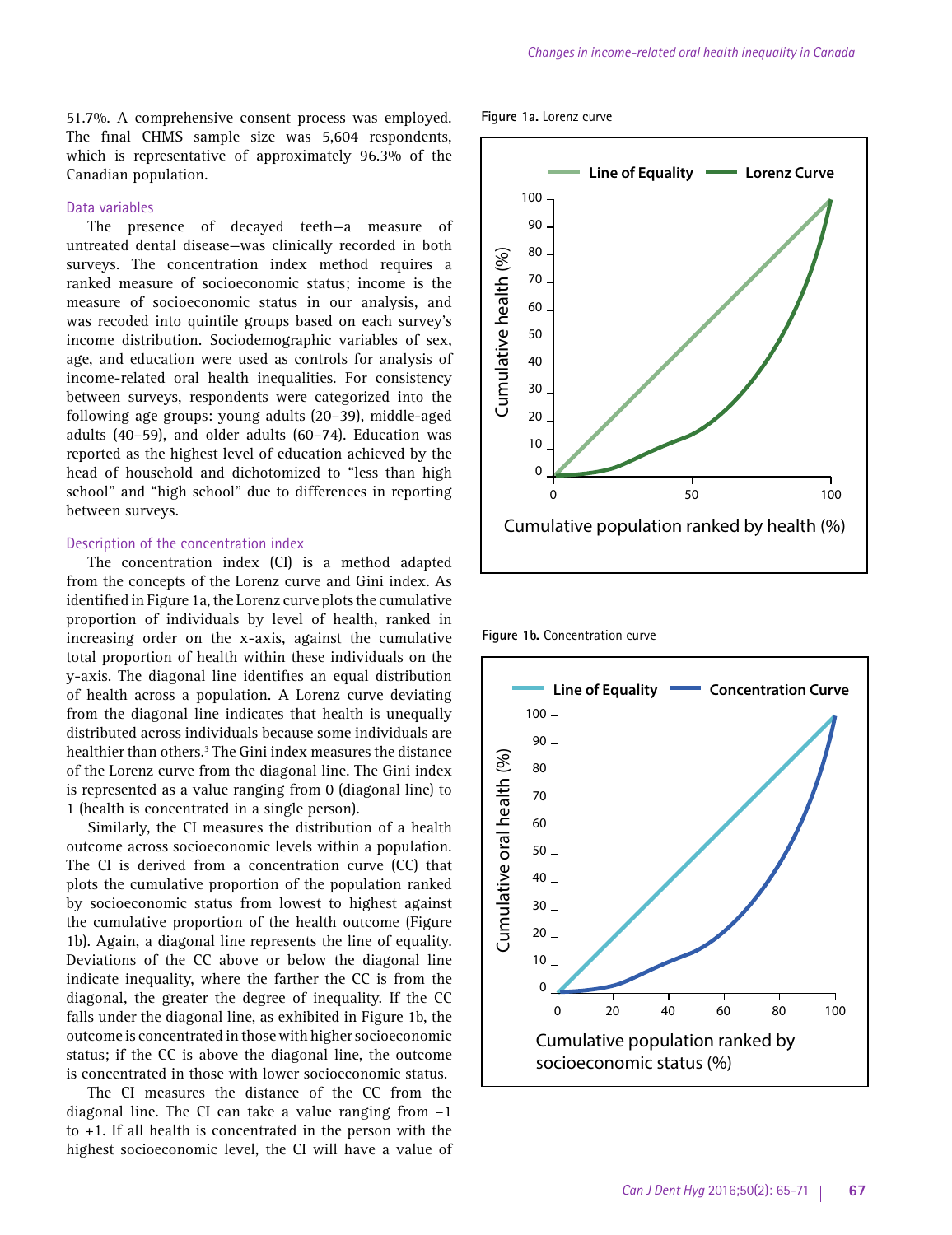51.7%. A comprehensive consent process was employed. The final CHMS sample size was 5,604 respondents, which is representative of approximately 96.3% of the Canadian population.

### Data variables

The presence of decayed teeth—a measure of untreated dental disease—was clinically recorded in both surveys. The concentration index method requires a ranked measure of socioeconomic status; income is the measure of socioeconomic status in our analysis, and was recoded into quintile groups based on each survey's income distribution. Sociodemographic variables of sex, age, and education were used as controls for analysis of income-related oral health inequalities. For consistency between surveys, respondents were categorized into the following age groups: young adults (20–39), middle-aged adults (40–59), and older adults (60–74). Education was reported as the highest level of education achieved by the head of household and dichotomized to "less than high school" and "high school" due to differences in reporting between surveys.

### Description of the concentration index

The concentration index (CI) is a method adapted from the concepts of the Lorenz curve and Gini index. As identified in Figure 1a, the Lorenz curve plots the cumulative proportion of individuals by level of health, ranked in increasing order on the x-axis, against the cumulative total proportion of health within these individuals on the y-axis. The diagonal line identifies an equal distribution of health across a population. A Lorenz curve deviating from the diagonal line indicates that health is unequally distributed across individuals because some individuals are healthier than others.[3] The Gini index measures the distance of the Lorenz curve from the diagonal line. The Gini index is represented as a value ranging from 0 (diagonal line) to 1 (health is concentrated in a single person).

Similarly, the CI measures the distribution of a health outcome across socioeconomic levels within a population. The CI is derived from a concentration curve (CC) that plots the cumulative proportion of the population ranked by socioeconomic status from lowest to highest against the cumulative proportion of the health outcome (Figure 1b). Again, a diagonal line represents the line of equality. Deviations of the CC above or below the diagonal line indicate inequality, where the farther the CC is from the diagonal, the greater the degree of inequality. If the CC falls under the diagonal line, as exhibited in Figure 1b, the outcome is concentrated in those with higher socioeconomic status; if the CC is above the diagonal line, the outcome is concentrated in those with lower socioeconomic status.

The CI measures the distance of the CC from the diagonal line. The CI can take a value ranging from −1 to +1. If all health is concentrated in the person with the highest socioeconomic level, the CI will have a value of

**Figure 1a.** Lorenz curve

**Figure 1b.** Concentration curve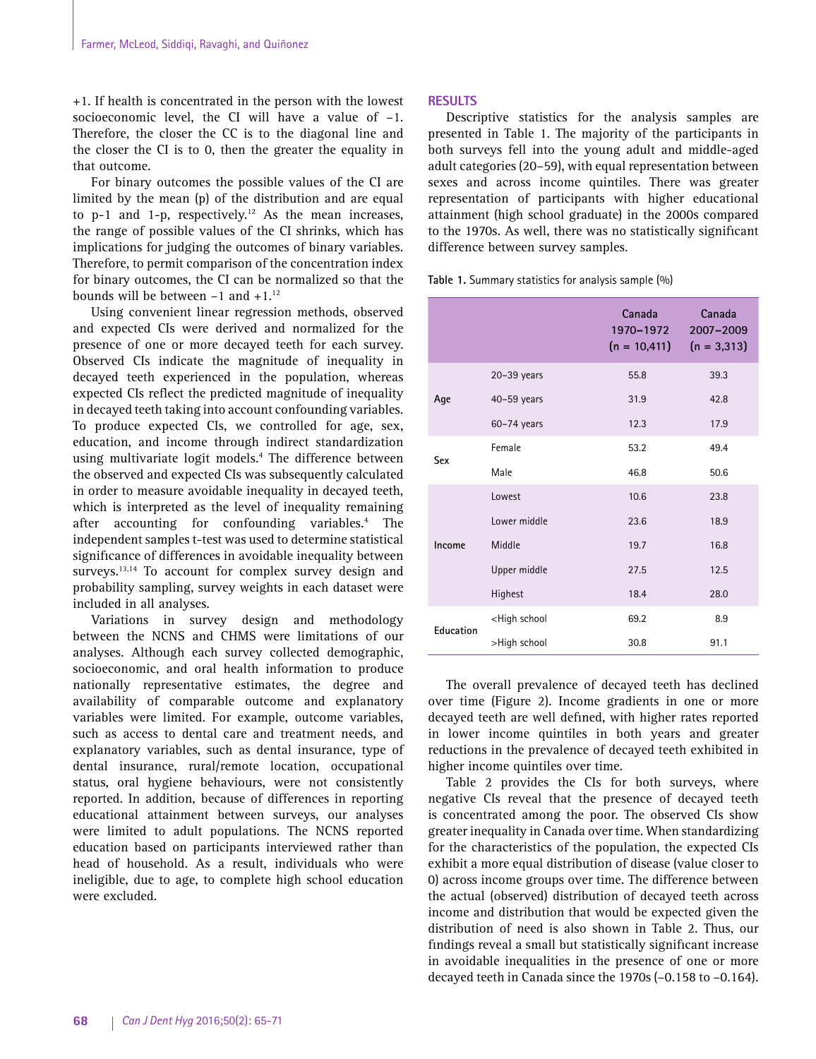+1. If health is concentrated in the person with the lowest socioeconomic level, the CI will have a value of −1. Therefore, the closer the CC is to the diagonal line and the closer the CI is to 0, then the greater the equality in that outcome.

For binary outcomes the possible values of the CI are limited by the mean (p) of the distribution and are equal to p-1 and 1-p, respectively.[12] As the mean increases, the range of possible values of the CI shrinks, which has implications for judging the outcomes of binary variables. Therefore, to permit comparison of the concentration index for binary outcomes, the CI can be normalized so that the bounds will be between −1 and +1.[12]

Using convenient linear regression methods, observed and expected CIs were derived and normalized for the presence of one or more decayed teeth for each survey. Observed CIs indicate the magnitude of inequality in decayed teeth experienced in the population, whereas expected CIs reflect the predicted magnitude of inequality in decayed teeth taking into account confounding variables. To produce expected CIs, we controlled for age, sex, education, and income through indirect standardization using multivariate logit models.[4] The difference between the observed and expected CIs was subsequently calculated in order to measure avoidable inequality in decayed teeth, which is interpreted as the level of inequality remaining after accounting for confounding variables.[4] The independent samples t-test was used to determine statistical significance of differences in avoidable inequality between surveys.[13,14] To account for complex survey design and probability sampling, survey weights in each dataset were included in all analyses.

Variations in survey design and methodology between the NCNS and CHMS were limitations of our analyses. Although each survey collected demographic, socioeconomic, and oral health information to produce nationally representative estimates, the degree and availability of comparable outcome and explanatory variables were limited. For example, outcome variables, such as access to dental care and treatment needs, and explanatory variables, such as dental insurance, type of dental insurance, rural/remote location, occupational status, oral hygiene behaviours, were not consistently reported. In addition, because of differences in reporting educational attainment between surveys, our analyses were limited to adult populations. The NCNS reported education based on participants interviewed rather than head of household. As a result, individuals who were ineligible, due to age, to complete high school education were excluded.

## RESULTS

Descriptive statistics for the analysis samples are presented in Table 1. The majority of the participants in both surveys fell into the young adult and middle-aged adult categories (20–59), with equal representation between sexes and across income quintiles. There was greater representation of participants with higher educational attainment (high school graduate) in the 2000s compared to the 1970s. As well, there was no statistically significant difference between survey samples.

**Table 1.** Summary statistics for analysis sample (%)

| | | Canada 1970–1972 (n = 10,411) | Canada 2007–2009 (n = 3,313) |
|---|---|---|---|
| Age | 20–39 years | 55.8 | 39.3 |
| | 40–59 years | 31.9 | 42.8 |
| | 60–74 years | 12.3 | 17.9 |
| Sex | Female | 53.2 | 49.4 |
| | Male | 46.8 | 50.6 |
| Income | Lowest | 10.6 | 23.8 |
| | Lower middle | 23.6 | 18.9 |
| | Middle | 19.7 | 16.8 |
| | Upper middle | 27.5 | 12.5 |
| | Highest | 18.4 | 28.0 |
| Education | <High school | 69.2 | 8.9 |
| | >High school | 30.8 | 91.1 |

The overall prevalence of decayed teeth has declined over time (Figure 2). Income gradients in one or more decayed teeth are well defined, with higher rates reported in lower income quintiles in both years and greater reductions in the prevalence of decayed teeth exhibited in higher income quintiles over time.

Table 2 provides the CIs for both surveys, where negative CIs reveal that the presence of decayed teeth is concentrated among the poor. The observed CIs show greater inequality in Canada over time. When standardizing for the characteristics of the population, the expected CIs exhibit a more equal distribution of disease (value closer to 0) across income groups over time. The difference between the actual (observed) distribution of decayed teeth across income and distribution that would be expected given the distribution of need is also shown in Table 2. Thus, our findings reveal a small but statistically significant increase in avoidable inequalities in the presence of one or more decayed teeth in Canada since the 1970s (−0.158 to −0.164).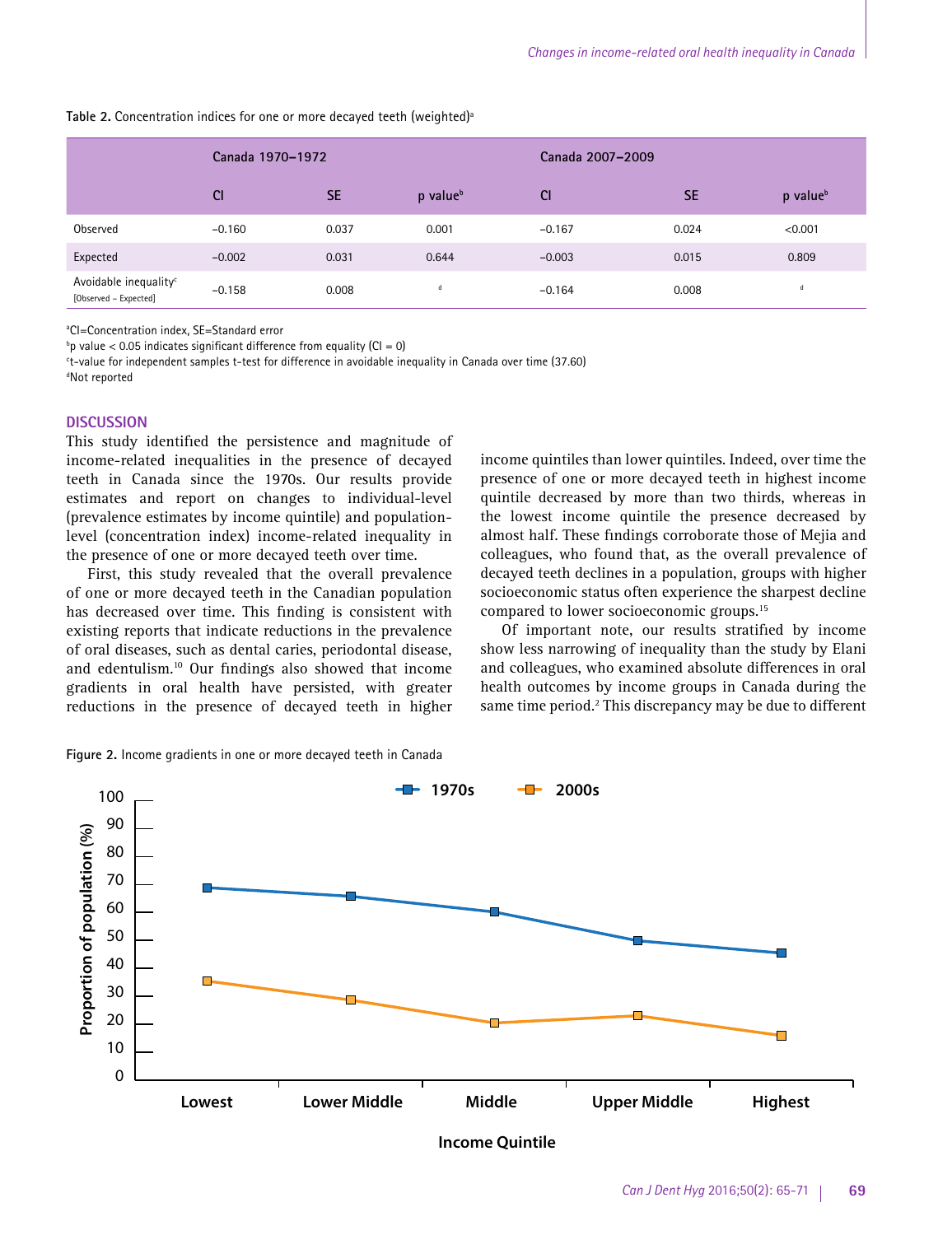Table 2. Concentration indices for one or more decayed teeth (weighted)[a]

| | Canada 1970–1972 | | | Canada 2007–2009 | | |
|---|---|---|---|---|---|---|
| | CI | SE | p value[b] | CI | SE | p value[b] |
| Observed | −0.160 | 0.037 | 0.001 | −0.167 | 0.024 | <0.001 |
| Expected | −0.002 | 0.031 | 0.644 | −0.003 | 0.015 | 0.809 |
| Avoidable inequality[c] [Observed – Expected] | −0.158 | 0.008 | [d] | −0.164 | 0.008 | [d] |

[a]CI=Concentration index, SE=Standard error
[b]p value < 0.05 indicates significant difference from equality (CI = 0)
[c]t-value for independent samples t-test for difference in avoidable inequality in Canada over time (37.60)
[d]Not reported

## DISCUSSION

This study identified the persistence and magnitude of income-related inequalities in the presence of decayed teeth in Canada since the 1970s. Our results provide estimates and report on changes to individual-level (prevalence estimates by income quintile) and population-level (concentration index) income-related inequality in the presence of one or more decayed teeth over time.

First, this study revealed that the overall prevalence of one or more decayed teeth in the Canadian population has decreased over time. This finding is consistent with existing reports that indicate reductions in the prevalence of oral diseases, such as dental caries, periodontal disease, and edentulism.[10] Our findings also showed that income gradients in oral health have persisted, with greater reductions in the presence of decayed teeth in higher income quintiles than lower quintiles. Indeed, over time the presence of one or more decayed teeth in highest income quintile decreased by more than two thirds, whereas in the lowest income quintile the presence decreased by almost half. These findings corroborate those of Mejia and colleagues, who found that, as the overall prevalence of decayed teeth declines in a population, groups with higher socioeconomic status often experience the sharpest decline compared to lower socioeconomic groups.[15]

Of important note, our results stratified by income show less narrowing of inequality than the study by Elani and colleagues, who examined absolute differences in oral health outcomes by income groups in Canada during the same time period.[2] This discrepancy may be due to different

Figure 2. Income gradients in one or more decayed teeth in Canada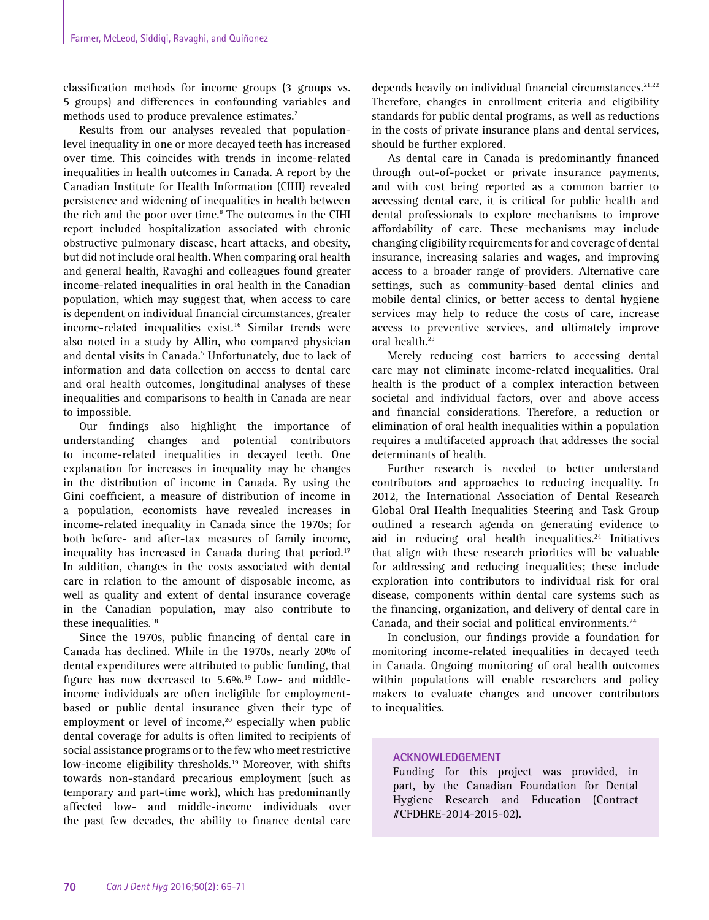classification methods for income groups (3 groups vs. 5 groups) and differences in confounding variables and methods used to produce prevalence estimates.[2]

Results from our analyses revealed that population-level inequality in one or more decayed teeth has increased over time. This coincides with trends in income-related inequalities in health outcomes in Canada. A report by the Canadian Institute for Health Information (CIHI) revealed persistence and widening of inequalities in health between the rich and the poor over time.[8] The outcomes in the CIHI report included hospitalization associated with chronic obstructive pulmonary disease, heart attacks, and obesity, but did not include oral health. When comparing oral health and general health, Ravaghi and colleagues found greater income-related inequalities in oral health in the Canadian population, which may suggest that, when access to care is dependent on individual financial circumstances, greater income-related inequalities exist.[16] Similar trends were also noted in a study by Allin, who compared physician and dental visits in Canada.[5] Unfortunately, due to lack of information and data collection on access to dental care and oral health outcomes, longitudinal analyses of these inequalities and comparisons to health in Canada are near to impossible.

Our findings also highlight the importance of understanding changes and potential contributors to income-related inequalities in decayed teeth. One explanation for increases in inequality may be changes in the distribution of income in Canada. By using the Gini coefficient, a measure of distribution of income in a population, economists have revealed increases in income-related inequality in Canada since the 1970s; for both before- and after-tax measures of family income, inequality has increased in Canada during that period.[17] In addition, changes in the costs associated with dental care in relation to the amount of disposable income, as well as quality and extent of dental insurance coverage in the Canadian population, may also contribute to these inequalities.[18]

Since the 1970s, public financing of dental care in Canada has declined. While in the 1970s, nearly 20% of dental expenditures were attributed to public funding, that figure has now decreased to 5.6%.[19] Low- and middle-income individuals are often ineligible for employment-based or public dental insurance given their type of employment or level of income,[20] especially when public dental coverage for adults is often limited to recipients of social assistance programs or to the few who meet restrictive low-income eligibility thresholds.[19] Moreover, with shifts towards non-standard precarious employment (such as temporary and part-time work), which has predominantly affected low- and middle-income individuals over the past few decades, the ability to finance dental care depends heavily on individual financial circumstances.[21,22] Therefore, changes in enrollment criteria and eligibility standards for public dental programs, as well as reductions in the costs of private insurance plans and dental services, should be further explored.

As dental care in Canada is predominantly financed through out-of-pocket or private insurance payments, and with cost being reported as a common barrier to accessing dental care, it is critical for public health and dental professionals to explore mechanisms to improve affordability of care. These mechanisms may include changing eligibility requirements for and coverage of dental insurance, increasing salaries and wages, and improving access to a broader range of providers. Alternative care settings, such as community-based dental clinics and mobile dental clinics, or better access to dental hygiene services may help to reduce the costs of care, increase access to preventive services, and ultimately improve oral health.[23]

Merely reducing cost barriers to accessing dental care may not eliminate income-related inequalities. Oral health is the product of a complex interaction between societal and individual factors, over and above access and financial considerations. Therefore, a reduction or elimination of oral health inequalities within a population requires a multifaceted approach that addresses the social determinants of health.

Further research is needed to better understand contributors and approaches to reducing inequality. In 2012, the International Association of Dental Research Global Oral Health Inequalities Steering and Task Group outlined a research agenda on generating evidence to aid in reducing oral health inequalities.[24] Initiatives that align with these research priorities will be valuable for addressing and reducing inequalities; these include exploration into contributors to individual risk for oral disease, components within dental care systems such as the financing, organization, and delivery of dental care in Canada, and their social and political environments.[24]

In conclusion, our findings provide a foundation for monitoring income-related inequalities in decayed teeth in Canada. Ongoing monitoring of oral health outcomes within populations will enable researchers and policy makers to evaluate changes and uncover contributors to inequalities.

## ACKNOWLEDGEMENT

Funding for this project was provided, in part, by the Canadian Foundation for Dental Hygiene Research and Education (Contract #CFDHRE-2014-2015-02).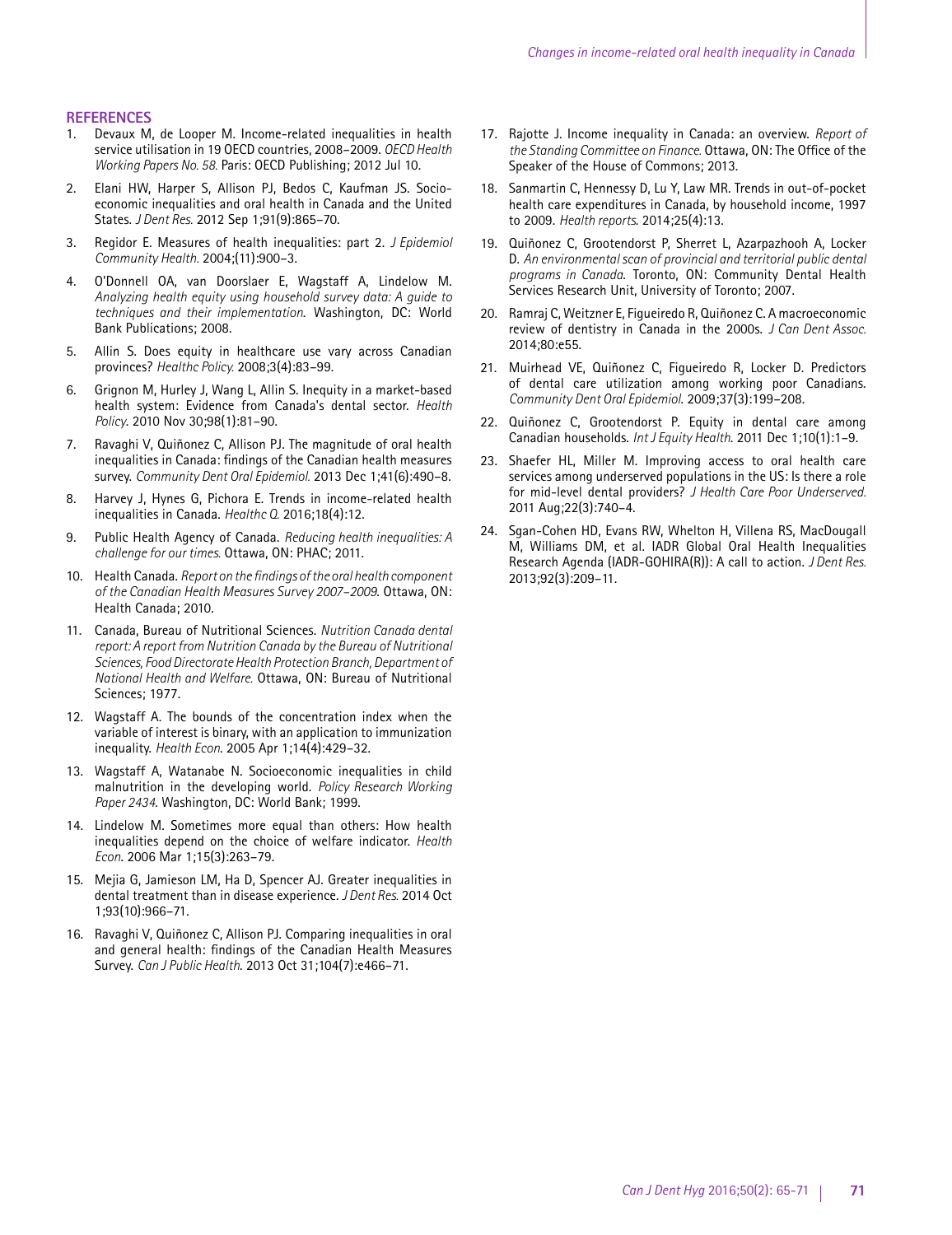## REFERENCES

1. Devaux M, de Looper M. Income-related inequalities in health service utilisation in 19 OECD countries, 2008–2009. *OECD Health Working Papers No. 58.* Paris: OECD Publishing; 2012 Jul 10.

2. Elani HW, Harper S, Allison PJ, Bedos C, Kaufman JS. Socio-economic inequalities and oral health in Canada and the United States. *J Dent Res.* 2012 Sep 1;91(9):865–70.

3. Regidor E. Measures of health inequalities: part 2. *J Epidemiol Community Health.* 2004;(11):900–3.

4. O'Donnell OA, van Doorslaer E, Wagstaff A, Lindelow M. *Analyzing health equity using household survey data: A guide to techniques and their implementation.* Washington, DC: World Bank Publications; 2008.

5. Allin S. Does equity in healthcare use vary across Canadian provinces? *Healthc Policy.* 2008;3(4):83–99.

6. Grignon M, Hurley J, Wang L, Allin S. Inequity in a market-based health system: Evidence from Canada's dental sector. *Health Policy.* 2010 Nov 30;98(1):81–90.

7. Ravaghi V, Quiñonez C, Allison PJ. The magnitude of oral health inequalities in Canada: findings of the Canadian health measures survey. *Community Dent Oral Epidemiol.* 2013 Dec 1;41(6):490–8.

8. Harvey J, Hynes G, Pichora E. Trends in income-related health inequalities in Canada. *Healthc Q.* 2016;18(4):12.

9. Public Health Agency of Canada. *Reducing health inequalities: A challenge for our times.* Ottawa, ON: PHAC; 2011.

10. Health Canada. *Report on the findings of the oral health component of the Canadian Health Measures Survey 2007–2009.* Ottawa, ON: Health Canada; 2010.

11. Canada, Bureau of Nutritional Sciences. *Nutrition Canada dental report: A report from Nutrition Canada by the Bureau of Nutritional Sciences, Food Directorate Health Protection Branch, Department of National Health and Welfare.* Ottawa, ON: Bureau of Nutritional Sciences; 1977.

12. Wagstaff A. The bounds of the concentration index when the variable of interest is binary, with an application to immunization inequality. *Health Econ.* 2005 Apr 1;14(4):429–32.

13. Wagstaff A, Watanabe N. Socioeconomic inequalities in child malnutrition in the developing world. *Policy Research Working Paper 2434.* Washington, DC: World Bank; 1999.

14. Lindelow M. Sometimes more equal than others: How health inequalities depend on the choice of welfare indicator. *Health Econ.* 2006 Mar 1;15(3):263–79.

15. Mejia G, Jamieson LM, Ha D, Spencer AJ. Greater inequalities in dental treatment than in disease experience. *J Dent Res.* 2014 Oct 1;93(10):966–71.

16. Ravaghi V, Quiñonez C, Allison PJ. Comparing inequalities in oral and general health: findings of the Canadian Health Measures Survey. *Can J Public Health.* 2013 Oct 31;104(7):e466–71.

17. Rajotte J. Income inequality in Canada: an overview. *Report of the Standing Committee on Finance.* Ottawa, ON: The Office of the Speaker of the House of Commons; 2013.

18. Sanmartin C, Hennessy D, Lu Y, Law MR. Trends in out-of-pocket health care expenditures in Canada, by household income, 1997 to 2009. *Health reports.* 2014;25(4):13.

19. Quiñonez C, Grootendorst P, Sherret L, Azarpazhooh A, Locker D. *An environmental scan of provincial and territorial public dental programs in Canada.* Toronto, ON: Community Dental Health Services Research Unit, University of Toronto; 2007.

20. Ramraj C, Weitzner E, Figueiredo R, Quiñonez C. A macroeconomic review of dentistry in Canada in the 2000s. *J Can Dent Assoc.* 2014;80:e55.

21. Muirhead VE, Quiñonez C, Figueiredo R, Locker D. Predictors of dental care utilization among working poor Canadians. *Community Dent Oral Epidemiol.* 2009;37(3):199–208.

22. Quiñonez C, Grootendorst P. Equity in dental care among Canadian households. *Int J Equity Health.* 2011 Dec 1;10(1):1–9.

23. Shaefer HL, Miller M. Improving access to oral health care services among underserved populations in the US: Is there a role for mid-level dental providers? *J Health Care Poor Underserved.* 2011 Aug;22(3):740–4.

24. Sgan-Cohen HD, Evans RW, Whelton H, Villena RS, MacDougall M, Williams DM, et al. IADR Global Oral Health Inequalities Research Agenda (IADR-GOHIRA(R)): A call to action. *J Dent Res.* 2013;92(3):209–11.